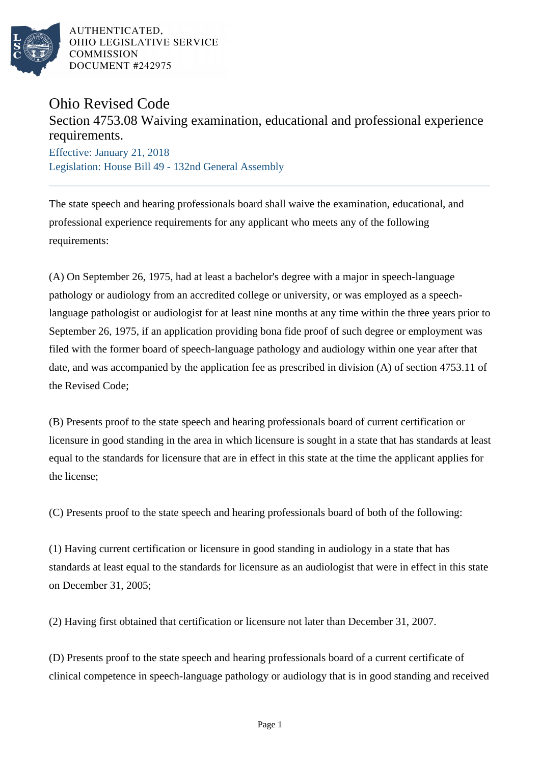AUTHENTICATED,
OHIO LEGISLATIVE SERVICE
COMMISSION
DOCUMENT #242975

# Ohio Revised Code

## Section 4753.08 Waiving examination, educational and professional experience requirements.

Effective: January 21, 2018

Legislation: House Bill 49 - 132nd General Assembly

The state speech and hearing professionals board shall waive the examination, educational, and professional experience requirements for any applicant who meets any of the following requirements:

(A) On September 26, 1975, had at least a bachelor's degree with a major in speech-language pathology or audiology from an accredited college or university, or was employed as a speech-language pathologist or audiologist for at least nine months at any time within the three years prior to September 26, 1975, if an application providing bona fide proof of such degree or employment was filed with the former board of speech-language pathology and audiology within one year after that date, and was accompanied by the application fee as prescribed in division (A) of section 4753.11 of the Revised Code;

(B) Presents proof to the state speech and hearing professionals board of current certification or licensure in good standing in the area in which licensure is sought in a state that has standards at least equal to the standards for licensure that are in effect in this state at the time the applicant applies for the license;

(C) Presents proof to the state speech and hearing professionals board of both of the following:

(1) Having current certification or licensure in good standing in audiology in a state that has standards at least equal to the standards for licensure as an audiologist that were in effect in this state on December 31, 2005;

(2) Having first obtained that certification or licensure not later than December 31, 2007.

(D) Presents proof to the state speech and hearing professionals board of a current certificate of clinical competence in speech-language pathology or audiology that is in good standing and received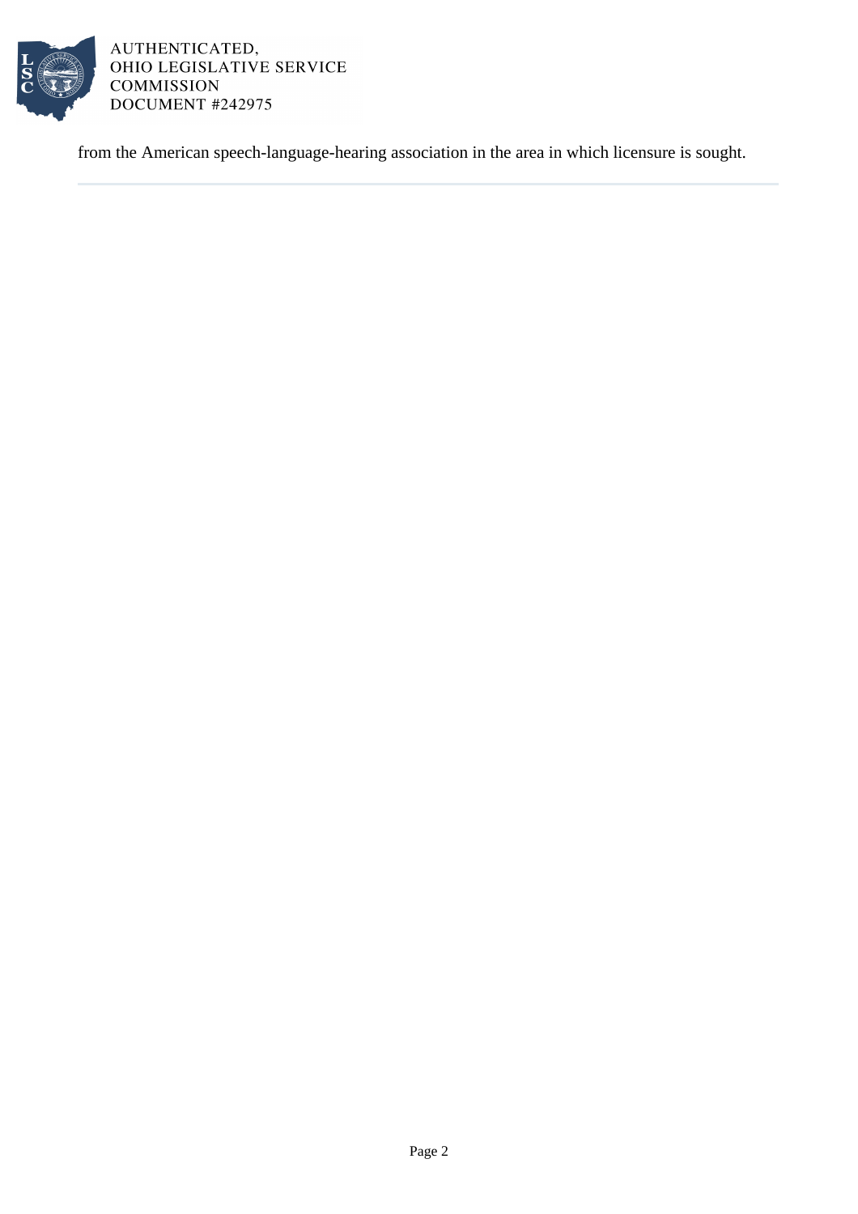from the American speech-language-hearing association in the area in which licensure is sought.